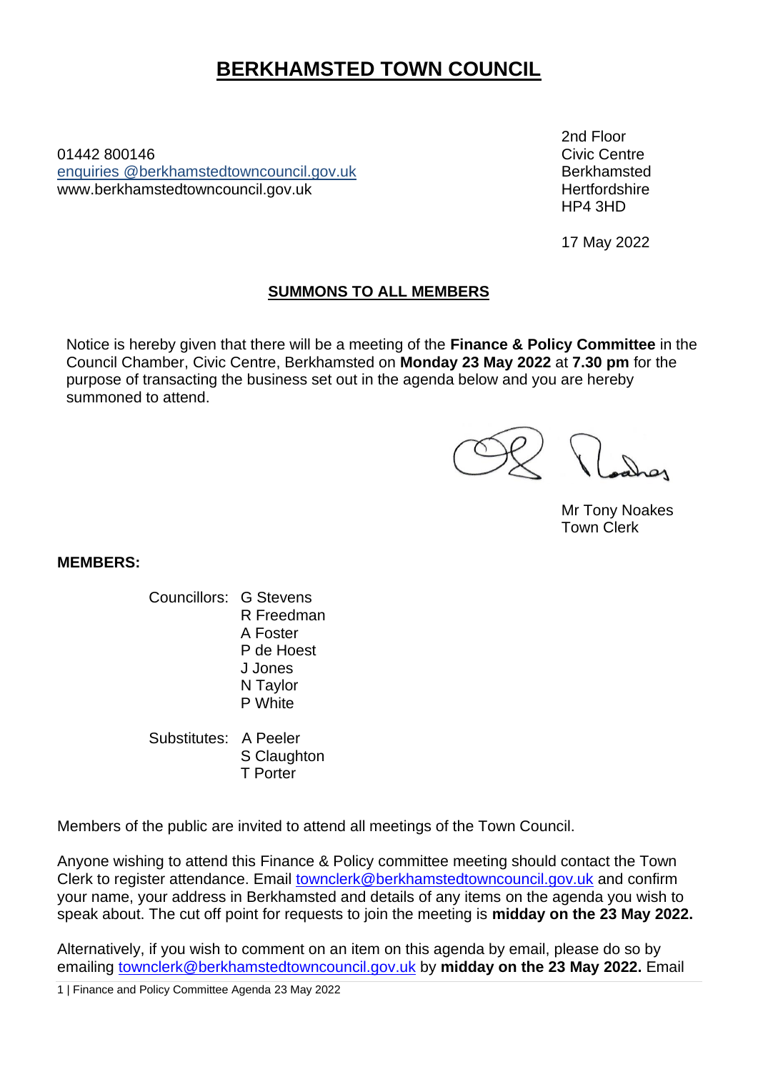# BERKHAMSTED TOWN COUNCIL

01442 800146
enquiries @berkhamstedtowncouncil.gov.uk
www.berkhamstedtowncouncil.gov.uk

2nd Floor
Civic Centre
Berkhamsted
Hertfordshire
HP4 3HD

17 May 2022

## SUMMONS TO ALL MEMBERS

Notice is hereby given that there will be a meeting of the **Finance & Policy Committee** in the Council Chamber, Civic Centre, Berkhamsted on **Monday 23 May 2022** at **7.30 pm** for the purpose of transacting the business set out in the agenda below and you are hereby summoned to attend.

Mr Tony Noakes
Town Clerk

**MEMBERS:**

Councillors:
- G Stevens
- R Freedman
- A Foster
- P de Hoest
- J Jones
- N Taylor
- P White

Substitutes:
- A Peeler
- S Claughton
- T Porter

Members of the public are invited to attend all meetings of the Town Council.

Anyone wishing to attend this Finance & Policy committee meeting should contact the Town Clerk to register attendance. Email townclerk@berkhamstedtowncouncil.gov.uk and confirm your name, your address in Berkhamsted and details of any items on the agenda you wish to speak about. The cut off point for requests to join the meeting is **midday on the 23 May 2022.**

Alternatively, if you wish to comment on an item on this agenda by email, please do so by emailing townclerk@berkhamstedtowncouncil.gov.uk by **midday on the 23 May 2022.** Email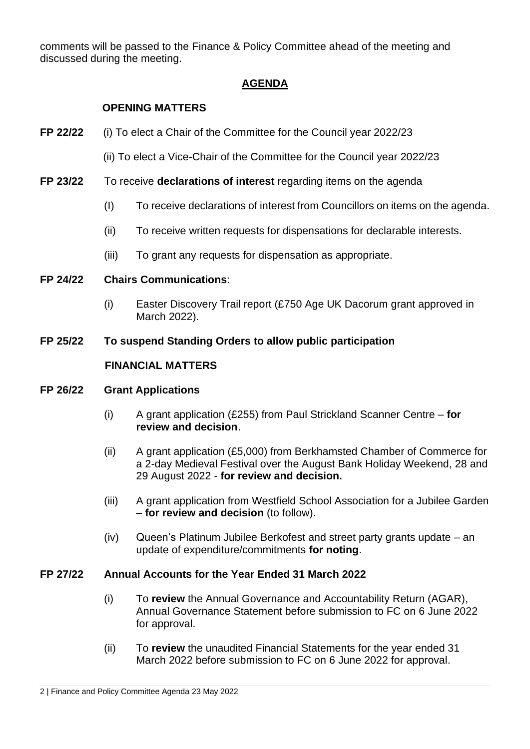comments will be passed to the Finance & Policy Committee ahead of the meeting and discussed during the meeting.

## AGENDA

### OPENING MATTERS

**FP 22/22** (i) To elect a Chair of the Committee for the Council year 2022/23

(ii) To elect a Vice-Chair of the Committee for the Council year 2022/23

**FP 23/22** To receive **declarations of interest** regarding items on the agenda

- (I) To receive declarations of interest from Councillors on items on the agenda.
- (ii) To receive written requests for dispensations for declarable interests.
- (iii) To grant any requests for dispensation as appropriate.

**FP 24/22 Chairs Communications**:

- (i) Easter Discovery Trail report (£750 Age UK Dacorum grant approved in March 2022).

**FP 25/22 To suspend Standing Orders to allow public participation**

### FINANCIAL MATTERS

**FP 26/22 Grant Applications**

- (i) A grant application (£255) from Paul Strickland Scanner Centre – **for review and decision**.
- (ii) A grant application (£5,000) from Berkhamsted Chamber of Commerce for a 2-day Medieval Festival over the August Bank Holiday Weekend, 28 and 29 August 2022 - **for review and decision.**
- (iii) A grant application from Westfield School Association for a Jubilee Garden – **for review and decision** (to follow).
- (iv) Queen's Platinum Jubilee Berkofest and street party grants update – an update of expenditure/commitments **for noting**.

**FP 27/22 Annual Accounts for the Year Ended 31 March 2022**

- (i) To **review** the Annual Governance and Accountability Return (AGAR), Annual Governance Statement before submission to FC on 6 June 2022 for approval.
- (ii) To **review** the unaudited Financial Statements for the year ended 31 March 2022 before submission to FC on 6 June 2022 for approval.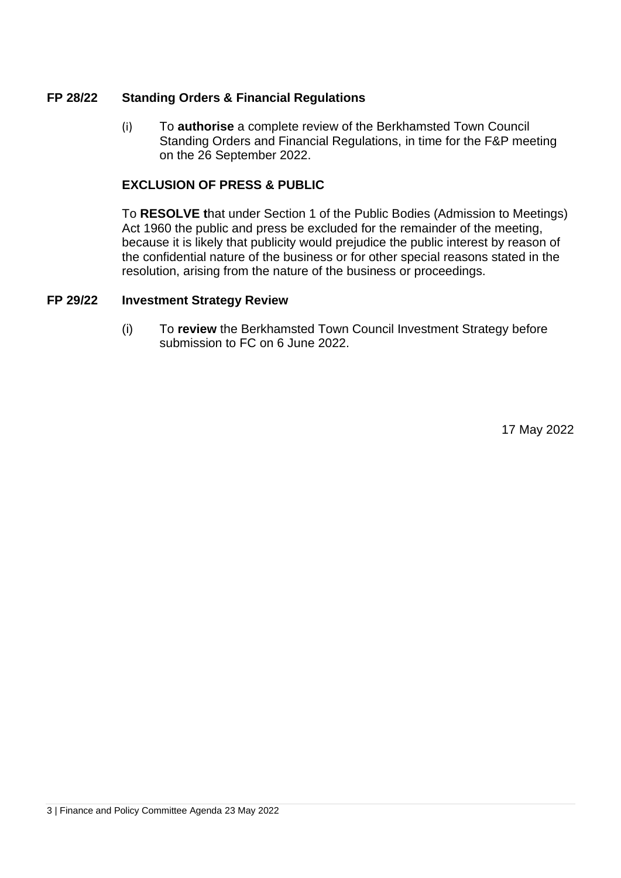**FP 28/22 Standing Orders & Financial Regulations**

(i) To **authorise** a complete review of the Berkhamsted Town Council Standing Orders and Financial Regulations, in time for the F&P meeting on the 26 September 2022.

**EXCLUSION OF PRESS & PUBLIC**

To **RESOLVE t**hat under Section 1 of the Public Bodies (Admission to Meetings) Act 1960 the public and press be excluded for the remainder of the meeting, because it is likely that publicity would prejudice the public interest by reason of the confidential nature of the business or for other special reasons stated in the resolution, arising from the nature of the business or proceedings.

**FP 29/22 Investment Strategy Review**

(i) To **review** the Berkhamsted Town Council Investment Strategy before submission to FC on 6 June 2022.

17 May 2022